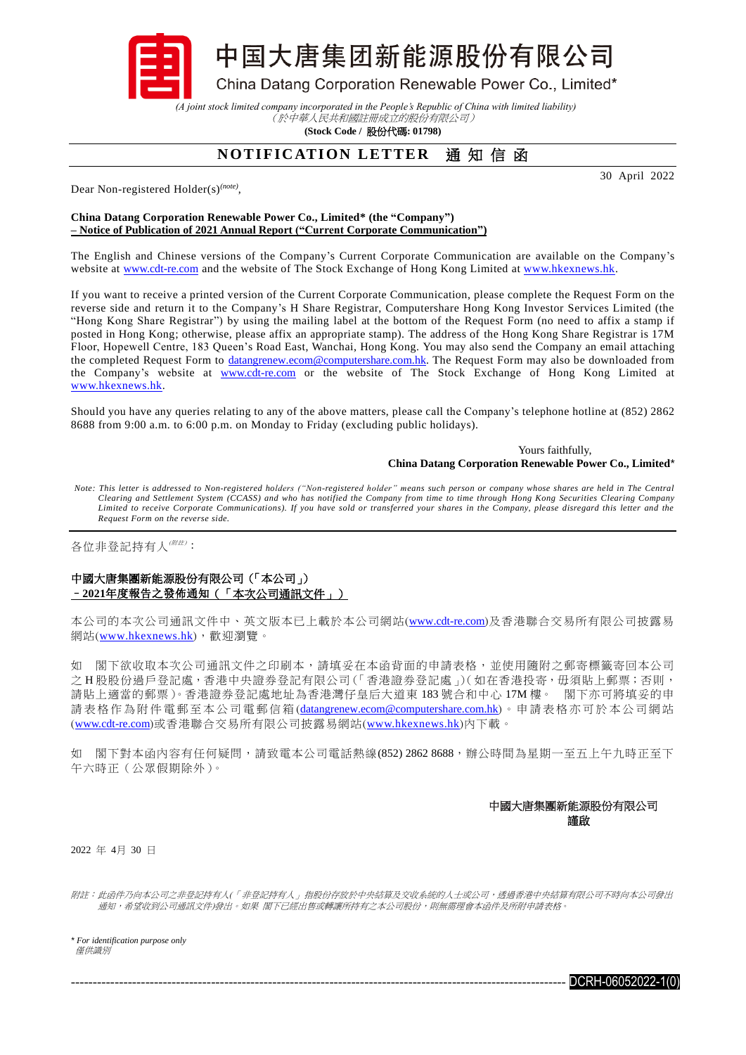# 中国大唐集团新能源股份有限公司

China Datang Corporation Renewable Power Co., Limited*

*(A joint stock limited company incorporated in the People's Republic of China with limited liability)*
*（於中華人民共和國註冊成立的股份有限公司）*

**(Stock Code / 股份代碼: 01798)**

## NOTIFICATION LETTER 通知信函

30 April 2022

Dear Non-registered Holder(s)*(note)*,

**China Datang Corporation Renewable Power Co., Limited* (the "Company")**
**– Notice of Publication of 2021 Annual Report ("Current Corporate Communication")**

The English and Chinese versions of the Company's Current Corporate Communication are available on the Company's website at www.cdt-re.com and the website of The Stock Exchange of Hong Kong Limited at www.hkexnews.hk.

If you want to receive a printed version of the Current Corporate Communication, please complete the Request Form on the reverse side and return it to the Company's H Share Registrar, Computershare Hong Kong Investor Services Limited (the "Hong Kong Share Registrar") by using the mailing label at the bottom of the Request Form (no need to affix a stamp if posted in Hong Kong; otherwise, please affix an appropriate stamp). The address of the Hong Kong Share Registrar is 17M Floor, Hopewell Centre, 183 Queen's Road East, Wanchai, Hong Kong. You may also send the Company an email attaching the completed Request Form to datangrenew.ecom@computershare.com.hk. The Request Form may also be downloaded from the Company's website at www.cdt-re.com or the website of The Stock Exchange of Hong Kong Limited at www.hkexnews.hk.

Should you have any queries relating to any of the above matters, please call the Company's telephone hotline at (852) 2862 8688 from 9:00 a.m. to 6:00 p.m. on Monday to Friday (excluding public holidays).

Yours faithfully,
**China Datang Corporation Renewable Power Co., Limited***

*Note: This letter is addressed to Non-registered holders ("Non-registered holder" means such person or company whose shares are held in The Central Clearing and Settlement System (CCASS) and who has notified the Company from time to time through Hong Kong Securities Clearing Company Limited to receive Corporate Communications). If you have sold or transferred your shares in the Company, please disregard this letter and the Request Form on the reverse side.*

---

各位非登記持有人*(附註)*：

**中國大唐集團新能源股份有限公司（「本公司」）**
**–2021年度報告之發佈通知（「本次公司通訊文件」）**

本公司的本次公司通訊文件中、英文版本已上載於本公司網站(www.cdt-re.com)及香港聯合交易所有限公司披露易網站(www.hkexnews.hk)，歡迎瀏覽。

如 閣下欲收取本次公司通訊文件之印刷本，請填妥在本函背面的申請表格，並使用隨附之郵寄標籤寄回本公司之H股股份過戶登記處，香港中央證券登記有限公司(「香港證券登記處」)(如在香港投寄，毋須貼上郵票；否則，請貼上適當的郵票)。香港證券登記處地址為香港灣仔皇后大道東183號合和中心17M樓。 閣下亦可將填妥的申請表格作為附件電郵至本公司電郵信箱(datangrenew.ecom@computershare.com.hk)。申請表格亦可於本公司網站(www.cdt-re.com)或香港聯合交易所有限公司披露易網站(www.hkexnews.hk)內下載。

如 閣下對本函內容有任何疑問，請致電本公司電話熱線(852) 2862 8688，辦公時間為星期一至五上午九時正至下午六時正（公眾假期除外）。

**中國大唐集團新能源股份有限公司**
**謹啟**

2022 年 4月 30 日

*附註：此函件乃向本公司之非登記持有人(「非登記持有人」指股份存放於中央結算及交收系統的人士或公司，透過香港中央結算有限公司不時向本公司發出通知，希望收到公司通訊文件)發出。如果 閣下已經出售或轉讓所持有之本公司股份，則無需理會本函件及所附申請表格。*

** For identification purpose only*
*僅供識別*

DCRH-06052022-1(0)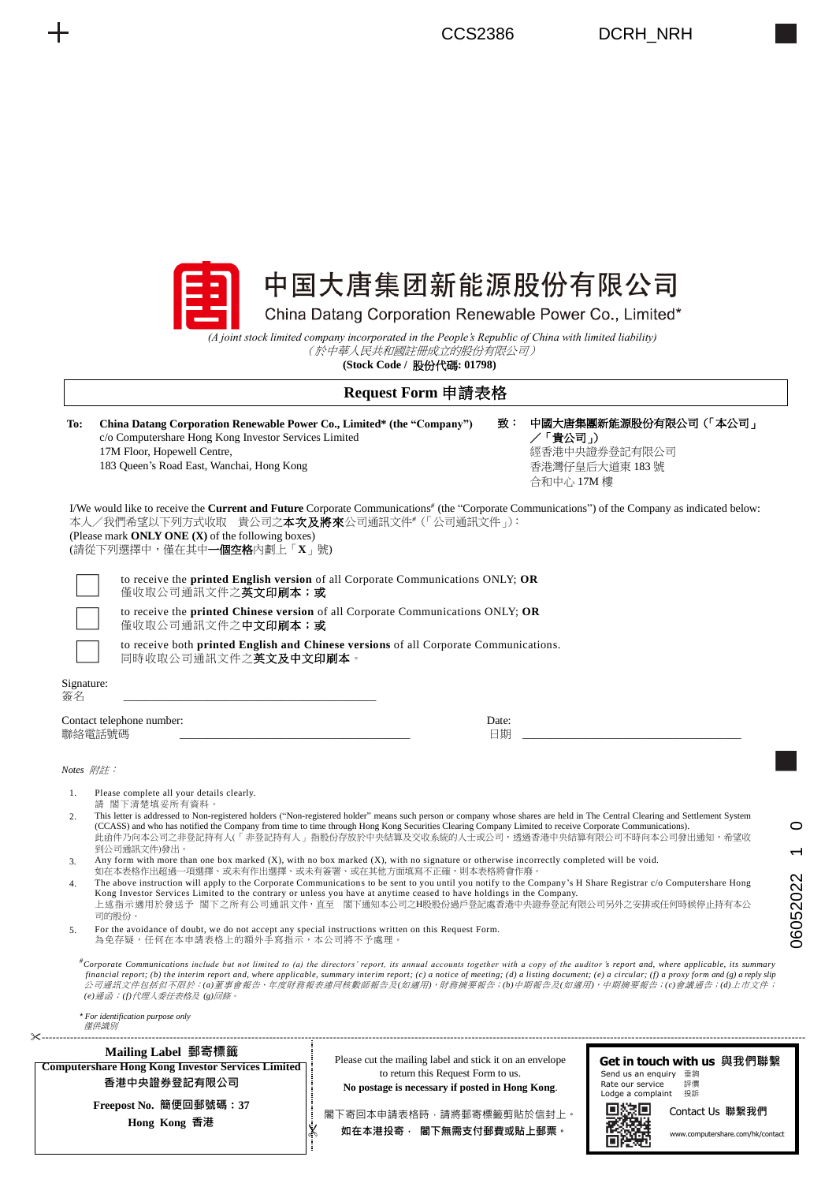# 中国大唐集团新能源股份有限公司

China Datang Corporation Renewable Power Co., Limited*

*(A joint stock limited company incorporated in the People's Republic of China with limited liability)*

*（於中華人民共和國註冊成立的股份有限公司）*

**(Stock Code / 股份代碼: 01798)**

## Request Form 申請表格

**To: China Datang Corporation Renewable Power Co., Limited* (the "Company")**
c/o Computershare Hong Kong Investor Services Limited
17M Floor, Hopewell Centre,
183 Queen's Road East, Wanchai, Hong Kong

**致：中國大唐集團新能源股份有限公司（「本公司」／「貴公司」）**
經香港中央證券登記有限公司
香港灣仔皇后大道東183號
合和中心17M樓

I/We would like to receive the **Current and Future** Corporate Communications# (the "Corporate Communications") of the Company as indicated below:
本人／我們希望以下列方式收取　貴公司之**本次及將來**公司通訊文件#（「公司通訊文件」）：
(Please mark **ONLY ONE (X)** of the following boxes)
(請從下列選擇中，僅在其中**一個空格**內劃上「**X**」號)

☐ to receive the **printed English version** of all Corporate Communications ONLY; **OR**
僅收取公司通訊文件之**英文印刷本；或**

☐ to receive the **printed Chinese version** of all Corporate Communications ONLY; **OR**
僅收取公司通訊文件之**中文印刷本；或**

☐ to receive both **printed English and Chinese versions** of all Corporate Communications.
同時收取公司通訊文件之**英文及中文印刷本**。

Signature:
簽名 ______________________________

Contact telephone number:
聯絡電話號碼 ______________________________

Date:
日期 ______________________________

*Notes 附註：*

1. Please complete all your details clearly.
請　閣下清楚填妥所有資料。
2. This letter is addressed to Non-registered holders ("Non-registered holder" means such person or company whose shares are held in The Central Clearing and Settlement System (CCASS) and who has notified the Company from time to time through Hong Kong Securities Clearing Company Limited to receive Corporate Communications).
此函件乃向本公司之非登記持有人（「非登記持有人」指股份存放於中央結算及交收系統的人士或公司，透過香港中央結算有限公司不時向本公司發出通知，希望收到公司通訊文件）發出。
3. Any form with more than one box marked (X), with no box marked (X), with no signature or otherwise incorrectly completed will be void.
如在本表格作出超過一項選擇、或未有作出選擇、或未有簽署、或在其他方面填寫不正確，則本表格將會作廢。
4. The above instruction will apply to the Corporate Communications to be sent to you until you notify to the Company's H Share Registrar c/o Computershare Hong Kong Investor Services Limited to the contrary or unless you have at anytime ceased to have holdings in the Company.
上述指示適用於發送予　閣下之所有公司通訊文件，直至　閣下通知本公司之H股股份過戶登記處香港中央證券登記有限公司另外之安排或任何時候停止持有本公司的股份。
5. For the avoidance of doubt, we do not accept any special instructions written on this Request Form.
為免存疑，任何在本申請表格上的額外手寫指示，本公司將不予處理。

#*Corporate Communications include but not limited to (a) the directors' report, its annual accounts together with a copy of the auditor's report and, where applicable, its summary financial report; (b) the interim report and, where applicable, summary interim report; (c) a notice of meeting; (d) a listing document; (e) a circular; (f) a proxy form and (g) a reply slip*
*公司通訊文件包括但不限於：(a)董事會報告、年度財務報表連同核數師報告及(如適用)，財務摘要報告；(b)中期報告及(如適用)，中期摘要報告；(c)會議通告；(d)上市文件；(e)通函；(f)代理人委任表格及 (g)回條。*

\* *For identification purpose only*
*僅供識別*

---

**Mailing Label 郵寄標籤**
**Computershare Hong Kong Investor Services Limited**
**香港中央證券登記有限公司**
**Freepost No. 簡便回郵號碼：37**
**Hong Kong 香港**

Please cut the mailing label and stick it on an envelope to return this Request Form to us.
**No postage is necessary if posted in Hong Kong.**

閣下寄回本申請表格時，請將郵寄標籤剪貼於信封上。
**如在本港投寄，閣下無需支付郵費或貼上郵票。**

**Get in touch with us 與我們聯繫**
Send us an enquiry 查詢
Rate our service 評價
Lodge a complaint 投訴
Contact Us 聯繫我們
www.computershare.com/hk/contact